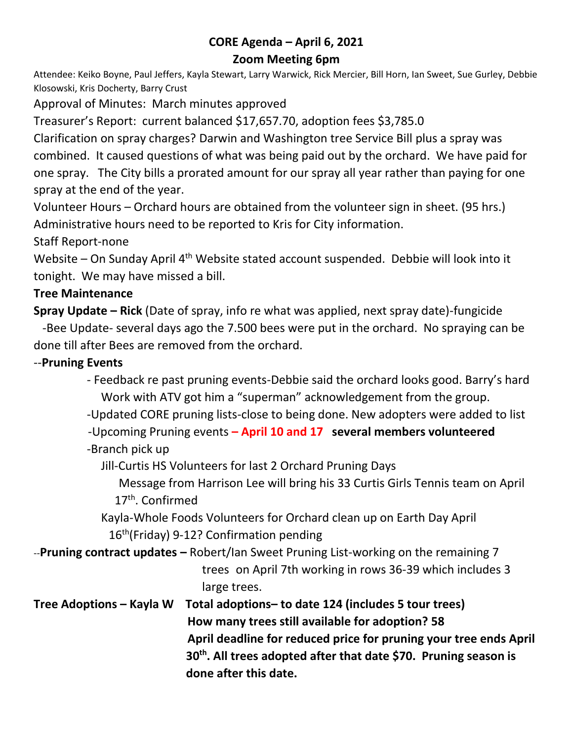# CORE Agenda – April 6, 2021

## Zoom Meeting 6pm

Attendee: Keiko Boyne, Paul Jeffers, Kayla Stewart, Larry Warwick, Rick Mercier, Bill Horn, Ian Sweet, Sue Gurley, Debbie Klosowski, Kris Docherty, Barry Crust

Approval of Minutes: March minutes approved

Treasurer's Report: current balanced $17,657.70, adoption fees $3,785.0

Clarification on spray charges? Darwin and Washington tree Service Bill plus a spray was combined. It caused questions of what was being paid out by the orchard. We have paid for one spray. The City bills a prorated amount for our spray all year rather than paying for one spray at the end of the year.

Volunteer Hours – Orchard hours are obtained from the volunteer sign in sheet. (95 hrs.) Administrative hours need to be reported to Kris for City information.

Staff Report-none

Website – On Sunday April 4th Website stated account suspended. Debbie will look into it tonight. We may have missed a bill.

**Tree Maintenance**

**Spray Update – Rick** (Date of spray, info re what was applied, next spray date)-fungicide

-Bee Update- several days ago the 7.500 bees were put in the orchard. No spraying can be done till after Bees are removed from the orchard.

--**Pruning Events**

- Feedback re past pruning events-Debbie said the orchard looks good. Barry's hard Work with ATV got him a "superman" acknowledgement from the group.
- Updated CORE pruning lists-close to being done. New adopters were added to list
- Upcoming Pruning events **– April 10 and 17 several members volunteered**
- Branch pick up
  - Jill-Curtis HS Volunteers for last 2 Orchard Pruning Days
    - Message from Harrison Lee will bring his 33 Curtis Girls Tennis team on April 17th. Confirmed
  - Kayla-Whole Foods Volunteers for Orchard clean up on Earth Day April 16th(Friday) 9-12? Confirmation pending

--**Pruning contract updates –** Robert/Ian Sweet Pruning List-working on the remaining 7 trees on April 7th working in rows 36-39 which includes 3 large trees.

**Tree Adoptions – Kayla W Total adoptions– to date 124 (includes 5 tour trees)**

**How many trees still available for adoption? 58**

**April deadline for reduced price for pruning your tree ends April 30th. All trees adopted after that date $70. Pruning season is done after this date.**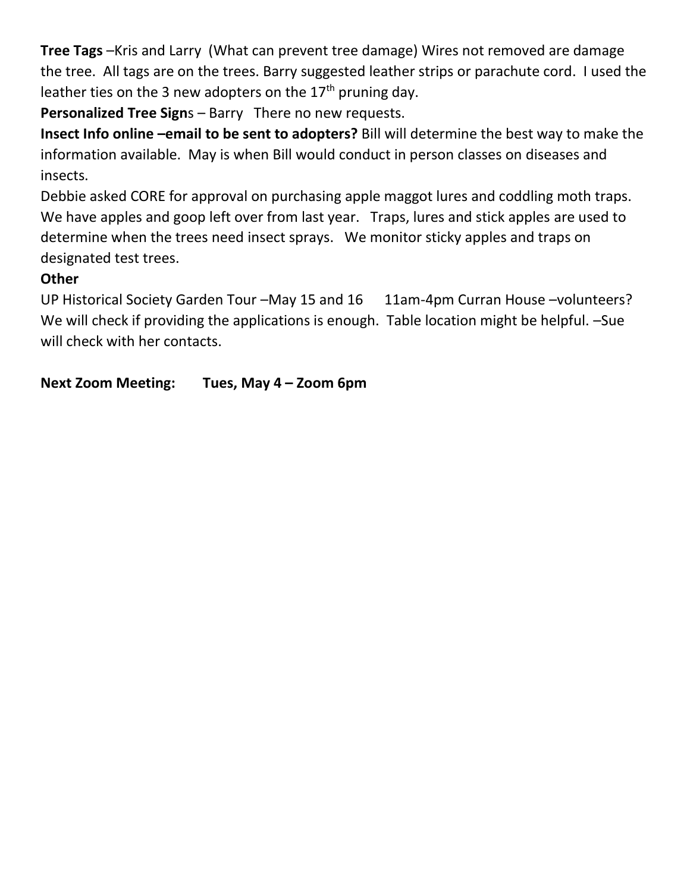**Tree Tags** –Kris and Larry (What can prevent tree damage) Wires not removed are damage the tree. All tags are on the trees. Barry suggested leather strips or parachute cord. I used the leather ties on the 3 new adopters on the 17th pruning day.

**Personalized Tree Sign**s – Barry There no new requests.

**Insect Info online –email to be sent to adopters?** Bill will determine the best way to make the information available. May is when Bill would conduct in person classes on diseases and insects.

Debbie asked CORE for approval on purchasing apple maggot lures and coddling moth traps. We have apples and goop left over from last year. Traps, lures and stick apples are used to determine when the trees need insect sprays. We monitor sticky apples and traps on designated test trees.

**Other**

UP Historical Society Garden Tour –May 15 and 16 11am-4pm Curran House –volunteers? We will check if providing the applications is enough. Table location might be helpful. –Sue will check with her contacts.

**Next Zoom Meeting: Tues, May 4 – Zoom 6pm**